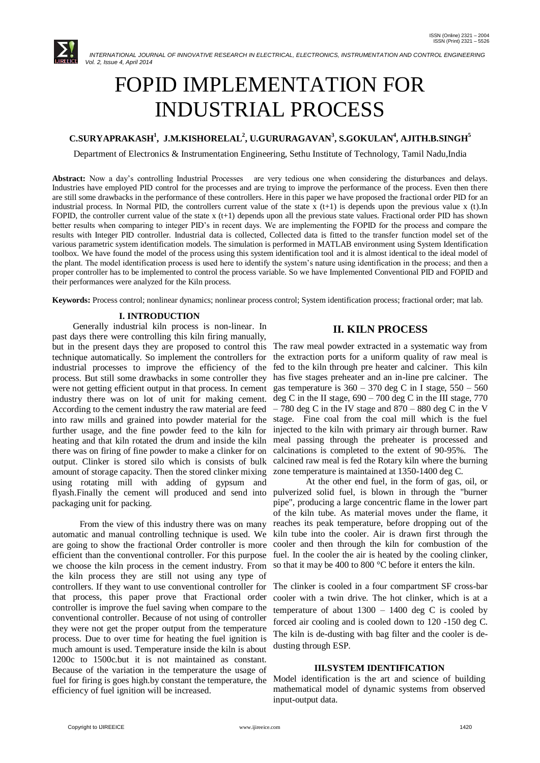# FOPID IMPLEMENTATION FOR INDUSTRIAL PROCESS

**C.SURYAPRAKASH[1], J.M.KISHORELAL[2], U.GURURAGAVAN[3], S.GOKULAN[4], AJITH.B.SINGH[5]**

Department of Electronics & Instrumentation Engineering, Sethu Institute of Technology, Tamil Nadu,India

**Abstract:** Now a day's controlling Industrial Processes are very tedious one when considering the disturbances and delays. Industries have employed PID control for the processes and are trying to improve the performance of the process. Even then there are still some drawbacks in the performance of these controllers. Here in this paper we have proposed the fractional order PID for an industrial process. In Normal PID, the controllers current value of the state x (t+1) is depends upon the previous value x (t).In FOPID, the controller current value of the state x (t+1) depends upon all the previous state values. Fractional order PID has shown better results when comparing to integer PID's in recent days. We are implementing the FOPID for the process and compare the results with Integer PID controller. Industrial data is collected, Collected data is fitted to the transfer function model set of the various parametric system identification models. The simulation is performed in MATLAB environment using System Identification toolbox. We have found the model of the process using this system identification tool and it is almost identical to the ideal model of the plant. The model identification process is used here to identify the system's nature using identification in the process; and then a proper controller has to be implemented to control the process variable. So we have Implemented Conventional PID and FOPID and their performances were analyzed for the Kiln process.

**Keywords:** Process control; nonlinear dynamics; nonlinear process control; System identification process; fractional order; mat lab.

## I. INTRODUCTION

Generally industrial kiln process is non-linear. In past days there were controlling this kiln firing manually, but in the present days they are proposed to control this technique automatically. So implement the controllers for industrial processes to improve the efficiency of the process. But still some drawbacks in some controller they were not getting efficient output in that process. In cement industry there was on lot of unit for making cement. According to the cement industry the raw material are feed into raw mills and grained into powder material for the further usage, and the fine powder feed to the kiln for heating and that kiln rotated the drum and inside the kiln there was on firing of fine powder to make a clinker for on output. Clinker is stored silo which is consists of bulk amount of storage capacity. Then the stored clinker mixing using rotating mill with adding of gypsum and flyash.Finally the cement will produced and send into packaging unit for packing.

From the view of this industry there was on many automatic and manual controlling technique is used. We are going to show the fractional Order controller is more efficient than the conventional controller. For this purpose we choose the kiln process in the cement industry. From the kiln process they are still not using any type of controllers. If they want to use conventional controller for that process, this paper prove that Fractional order controller is improve the fuel saving when compare to the conventional controller. Because of not using of controller they were not get the proper output from the temperature process. Due to over time for heating the fuel ignition is much amount is used. Temperature inside the kiln is about 1200c to 1500c.but it is not maintained as constant. Because of the variation in the temperature the usage of fuel for firing is goes high.by constant the temperature, the efficiency of fuel ignition will be increased.

## II. KILN PROCESS

The raw meal powder extracted in a systematic way from the extraction ports for a uniform quality of raw meal is fed to the kiln through pre heater and calciner. This kiln has five stages preheater and an in-line pre calciner. The gas temperature is 360 – 370 deg C in I stage, 550 – 560 deg C in the II stage, 690 – 700 deg C in the III stage, 770 – 780 deg C in the IV stage and 870 – 880 deg C in the V stage. Fine coal from the coal mill which is the fuel injected to the kiln with primary air through burner. Raw meal passing through the preheater is processed and calcinations is completed to the extent of 90-95%. The calcined raw meal is fed the Rotary kiln where the burning zone temperature is maintained at 1350-1400 deg C.

At the other end fuel, in the form of gas, oil, or pulverized solid fuel, is blown in through the "burner pipe", producing a large concentric flame in the lower part of the kiln tube. As material moves under the flame, it reaches its peak temperature, before dropping out of the kiln tube into the cooler. Air is drawn first through the cooler and then through the kiln for combustion of the fuel. In the cooler the air is heated by the cooling clinker, so that it may be 400 to 800 °C before it enters the kiln.

The clinker is cooled in a four compartment SF cross-bar cooler with a twin drive. The hot clinker, which is at a temperature of about 1300 – 1400 deg C is cooled by forced air cooling and is cooled down to 120 -150 deg C. The kiln is de-dusting with bag filter and the cooler is de-dusting through ESP.

## III.SYSTEM IDENTIFICATION

Model identification is the art and science of building mathematical model of dynamic systems from observed input-output data.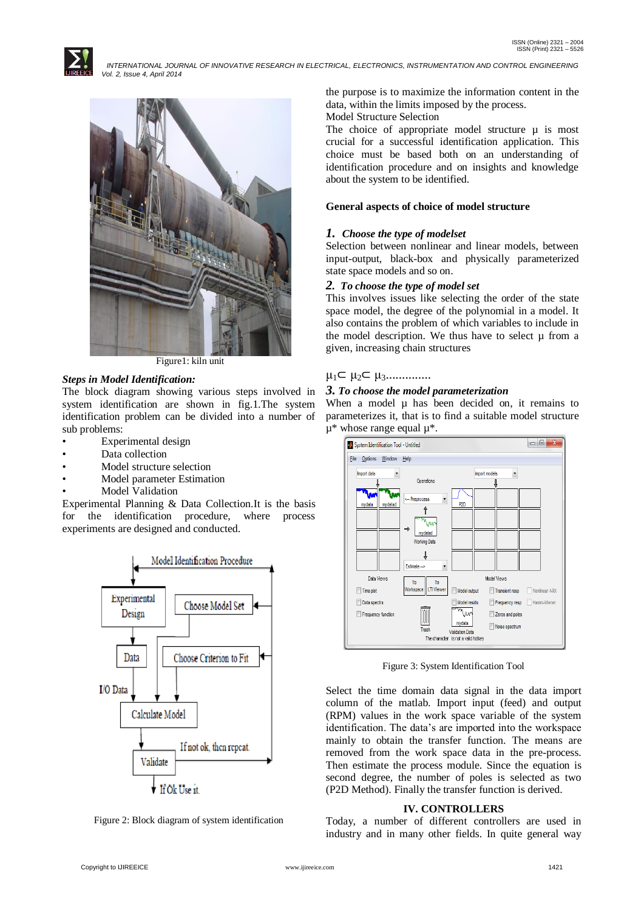Figure1: kiln unit

***Steps in Model Identification:***

The block diagram showing various steps involved in system identification are shown in fig.1.The system identification problem can be divided into a number of sub problems:

- Experimental design
- Data collection
- Model structure selection
- Model parameter Estimation
- Model Validation

Experimental Planning & Data Collection.It is the basis for the identification procedure, where process experiments are designed and conducted.

Figure 2: Block diagram of system identification

the purpose is to maximize the information content in the data, within the limits imposed by the process.

Model Structure Selection

The choice of appropriate model structure μ is most crucial for a successful identification application. This choice must be based both on an understanding of identification procedure and on insights and knowledge about the system to be identified.

**General aspects of choice of model structure**

***1. Choose the type of modelset***

Selection between nonlinear and linear models, between input-output, black-box and physically parameterized state space models and so on.

***2. To choose the type of model set***

This involves issues like selecting the order of the state space model, the degree of the polynomial in a model. It also contains the problem of which variables to include in the model description. We thus have to select μ from a given, increasing chain structures

$\mu_1 \subset \mu_2 \subset \mu_3$..............

***3. To choose the model parameterization***

When a model μ has been decided on, it remains to parameterizes it, that is to find a suitable model structure $\mu^*$ whose range equal $\mu^*$.

Figure 3: System Identification Tool

Select the time domain data signal in the data import column of the matlab. Import input (feed) and output (RPM) values in the work space variable of the system identification. The data's are imported into the workspace mainly to obtain the transfer function. The means are removed from the work space data in the pre-process. Then estimate the process module. Since the equation is second degree, the number of poles is selected as two (P2D Method). Finally the transfer function is derived.

## IV. CONTROLLERS

Today, a number of different controllers are used in industry and in many other fields. In quite general way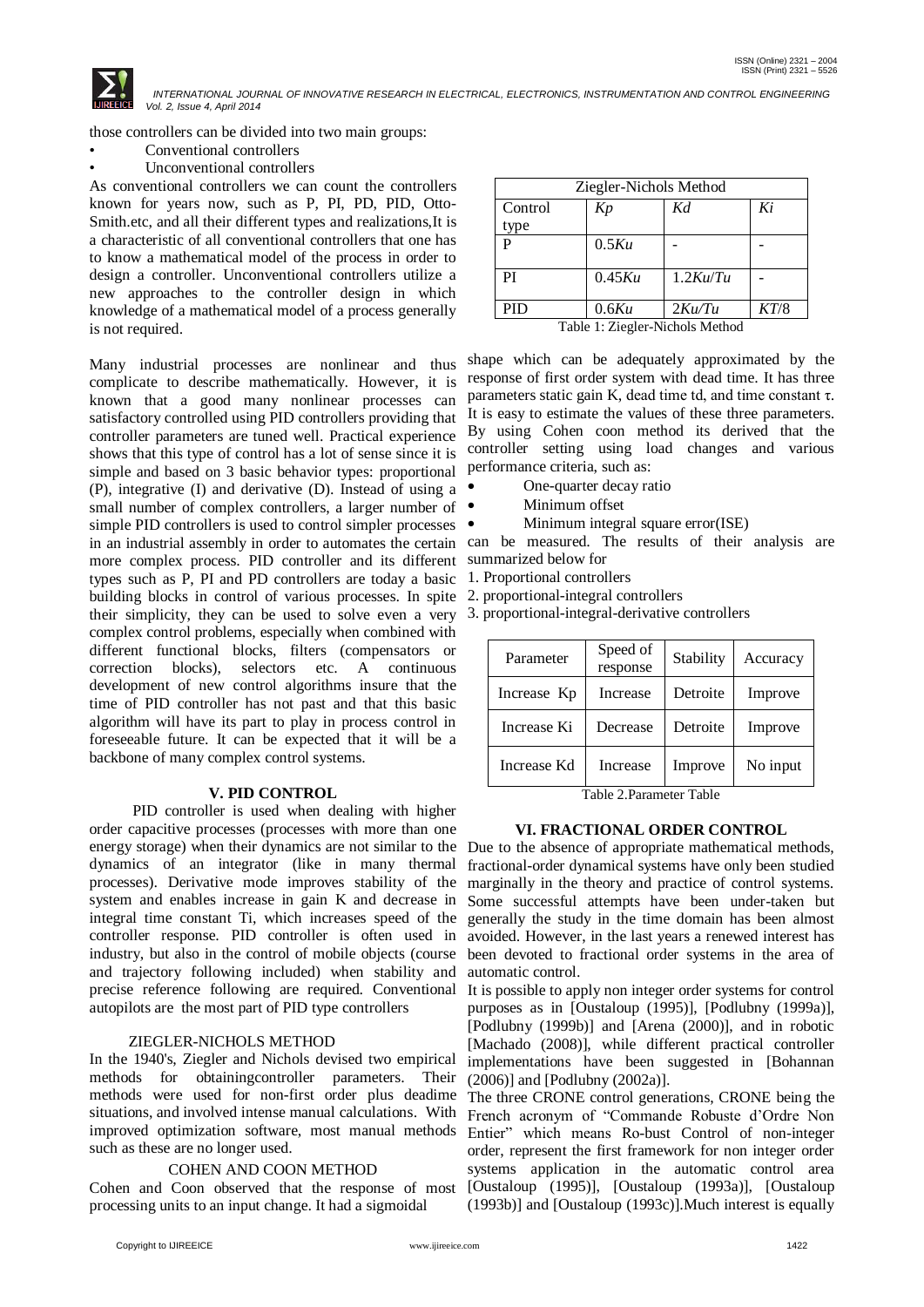those controllers can be divided into two main groups:

- Conventional controllers
- Unconventional controllers

As conventional controllers we can count the controllers known for years now, such as P, PI, PD, PID, Otto-Smith.etc, and all their different types and realizations,It is a characteristic of all conventional controllers that one has to know a mathematical model of the process in order to design a controller. Unconventional controllers utilize a new approaches to the controller design in which knowledge of a mathematical model of a process generally is not required.

Many industrial processes are nonlinear and thus complicate to describe mathematically. However, it is known that a good many nonlinear processes can satisfactory controlled using PID controllers providing that controller parameters are tuned well. Practical experience shows that this type of control has a lot of sense since it is simple and based on 3 basic behavior types: proportional (P), integrative (I) and derivative (D). Instead of using a small number of complex controllers, a larger number of simple PID controllers is used to control simpler processes in an industrial assembly in order to automates the certain more complex process. PID controller and its different types such as P, PI and PD controllers are today a basic building blocks in control of various processes. In spite their simplicity, they can be used to solve even a very complex control problems, especially when combined with different functional blocks, filters (compensators or correction blocks), selectors etc. A continuous development of new control algorithms insure that the time of PID controller has not past and that this basic algorithm will have its part to play in process control in foreseeable future. It can be expected that it will be a backbone of many complex control systems.

## V. PID CONTROL

PID controller is used when dealing with higher order capacitive processes (processes with more than one energy storage) when their dynamics are not similar to the dynamics of an integrator (like in many thermal processes). Derivative mode improves stability of the system and enables increase in gain K and decrease in integral time constant Ti, which increases speed of the controller response. PID controller is often used in industry, but also in the control of mobile objects (course and trajectory following included) when stability and precise reference following are required. Conventional autopilots are the most part of PID type controllers

### ZIEGLER-NICHOLS METHOD

In the 1940's, Ziegler and Nichols devised two empirical methods for obtainingcontroller parameters. Their methods were used for non-first order plus deadime situations, and involved intense manual calculations. With improved optimization software, most manual methods such as these are no longer used.

| Ziegler-Nichols Method | | | |
|---|---|---|---|
| Control type | *Kp* | *Kd* | *Ki* |
| P | 0.5*Ku* | - | - |
| PI | 0.45*Ku* | 1.2*Ku*/*Tu* | - |
| PID | 0.6*Ku* | 2*Ku*/*Tu* | *KT*/8 |

Table 1: Ziegler-Nichols Method

### COHEN AND COON METHOD

Cohen and Coon observed that the response of most processing units to an input change. It had a sigmoidal shape which can be adequately approximated by the response of first order system with dead time. It has three parameters static gain K, dead time td, and time constant τ. It is easy to estimate the values of these three parameters. By using Cohen coon method its derived that the controller setting using load changes and various performance criteria, such as:

- One-quarter decay ratio
- Minimum offset
- Minimum integral square error(ISE)

can be measured. The results of their analysis are summarized below for

1. Proportional controllers
2. proportional-integral controllers
3. proportional-integral-derivative controllers

| Parameter | Speed of response | Stability | Accuracy |
|---|---|---|---|
| Increase Kp | Increase | Detroite | Improve |
| Increase Ki | Decrease | Detroite | Improve |
| Increase Kd | Increase | Improve | No input |

Table 2.Parameter Table

## VI. FRACTIONAL ORDER CONTROL

Due to the absence of appropriate mathematical methods, fractional-order dynamical systems have only been studied marginally in the theory and practice of control systems. Some successful attempts have been under-taken but generally the study in the time domain has been almost avoided. However, in the last years a renewed interest has been devoted to fractional order systems in the area of automatic control.

It is possible to apply non integer order systems for control purposes as in [Oustaloup (1995)], [Podlubny (1999a)], [Podlubny (1999b)] and [Arena (2000)], and in robotic [Machado (2008)], while different practical controller implementations have been suggested in [Bohannan (2006)] and [Podlubny (2002a)].

The three CRONE control generations, CRONE being the French acronym of "Commande Robuste d'Ordre Non Entier" which means Ro-bust Control of non-integer order, represent the first framework for non integer order systems application in the automatic control area [Oustaloup (1995)], [Oustaloup (1993a)], [Oustaloup (1993b)] and [Oustaloup (1993c)].Much interest is equally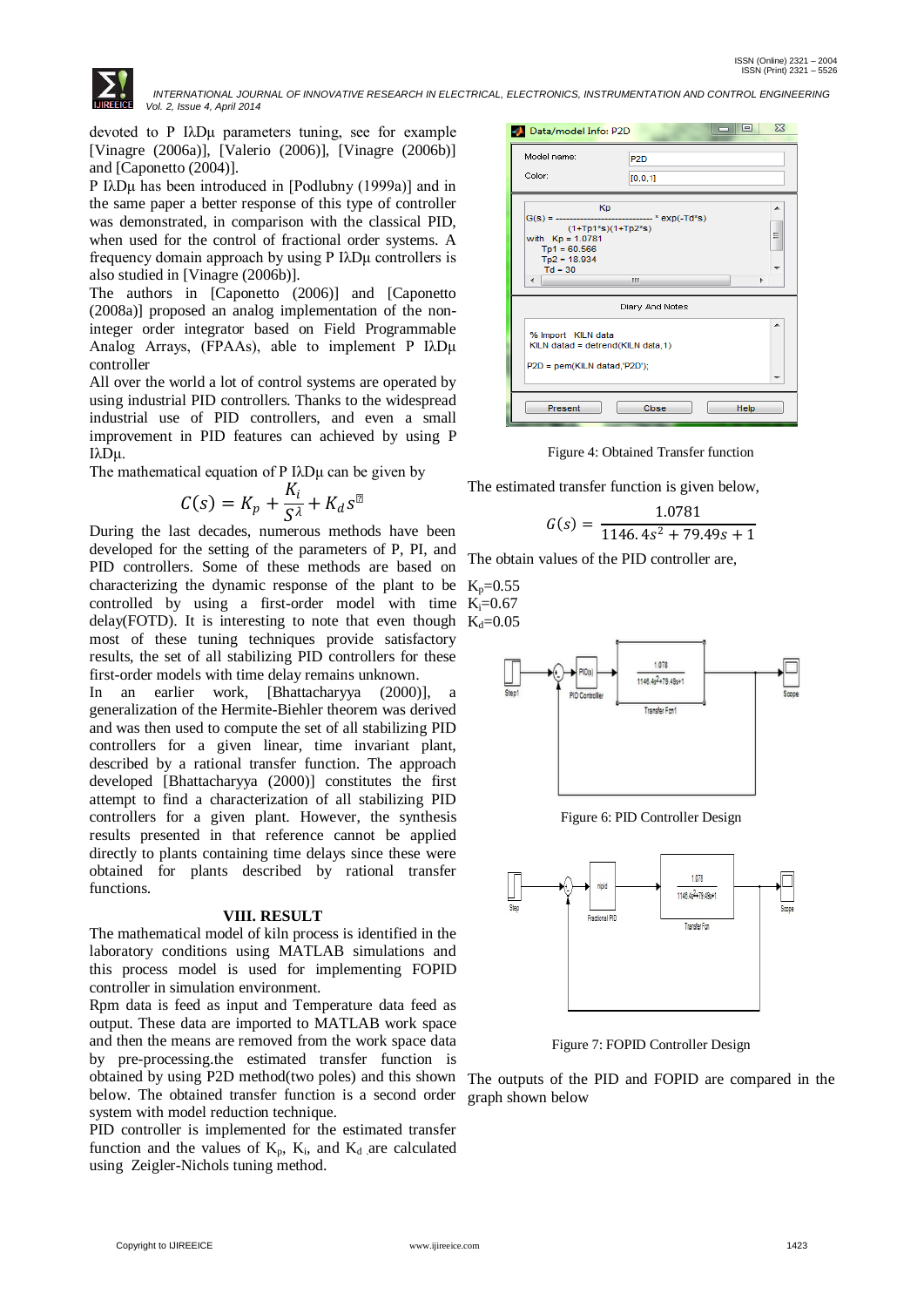devoted to P IλDμ parameters tuning, see for example [Vinagre (2006a)], [Valerio (2006)], [Vinagre (2006b)] and [Caponetto (2004)].

P IλDμ has been introduced in [Podlubny (1999a)] and in the same paper a better response of this type of controller was demonstrated, in comparison with the classical PID, when used for the control of fractional order systems. A frequency domain approach by using P IλDμ controllers is also studied in [Vinagre (2006b)].

The authors in [Caponetto (2006)] and [Caponetto (2008a)] proposed an analog implementation of the non-integer order integrator based on Field Programmable Analog Arrays, (FPAAs), able to implement P IλDμ controller

All over the world a lot of control systems are operated by using industrial PID controllers. Thanks to the widespread industrial use of PID controllers, and even a small improvement in PID features can achieved by using P IλDμ.

The mathematical equation of P IλDμ can be given by

$$C(s) = K_p + \frac{K_i}{S^{\lambda}} + K_d s^{\mu}$$

During the last decades, numerous methods have been developed for the setting of the parameters of P, PI, and PID controllers. Some of these methods are based on characterizing the dynamic response of the plant to be controlled by using a first-order model with time delay(FOTD). It is interesting to note that even though most of these tuning techniques provide satisfactory results, the set of all stabilizing PID controllers for these first-order models with time delay remains unknown.

In an earlier work, [Bhattacharyya (2000)], a generalization of the Hermite-Biehler theorem was derived and was then used to compute the set of all stabilizing PID controllers for a given linear, time invariant plant, described by a rational transfer function. The approach developed [Bhattacharyya (2000)] constitutes the first attempt to find a characterization of all stabilizing PID controllers for a given plant. However, the synthesis results presented in that reference cannot be applied directly to plants containing time delays since these were obtained for plants described by rational transfer functions.

## VIII. RESULT

The mathematical model of kiln process is identified in the laboratory conditions using MATLAB simulations and this process model is used for implementing FOPID controller in simulation environment.

Rpm data is feed as input and Temperature data feed as output. These data are imported to MATLAB work space and then the means are removed from the work space data by pre-processing.the estimated transfer function is obtained by using P2D method(two poles) and this shown below. The obtained transfer function is a second order system with model reduction technique.

PID controller is implemented for the estimated transfer function and the values of $K_p$, $K_i$, and $K_d$ are calculated using Zeigler-Nichols tuning method.

Figure 4: Obtained Transfer function

The estimated transfer function is given below,

$$G(s) = \frac{1.0781}{1146.4s^2 + 79.49s + 1}$$

The obtain values of the PID controller are,

$K_p$=0.55
$K_i$=0.67
$K_d$=0.05

Figure 6: PID Controller Design

Figure 7: FOPID Controller Design

The outputs of the PID and FOPID are compared in the graph shown below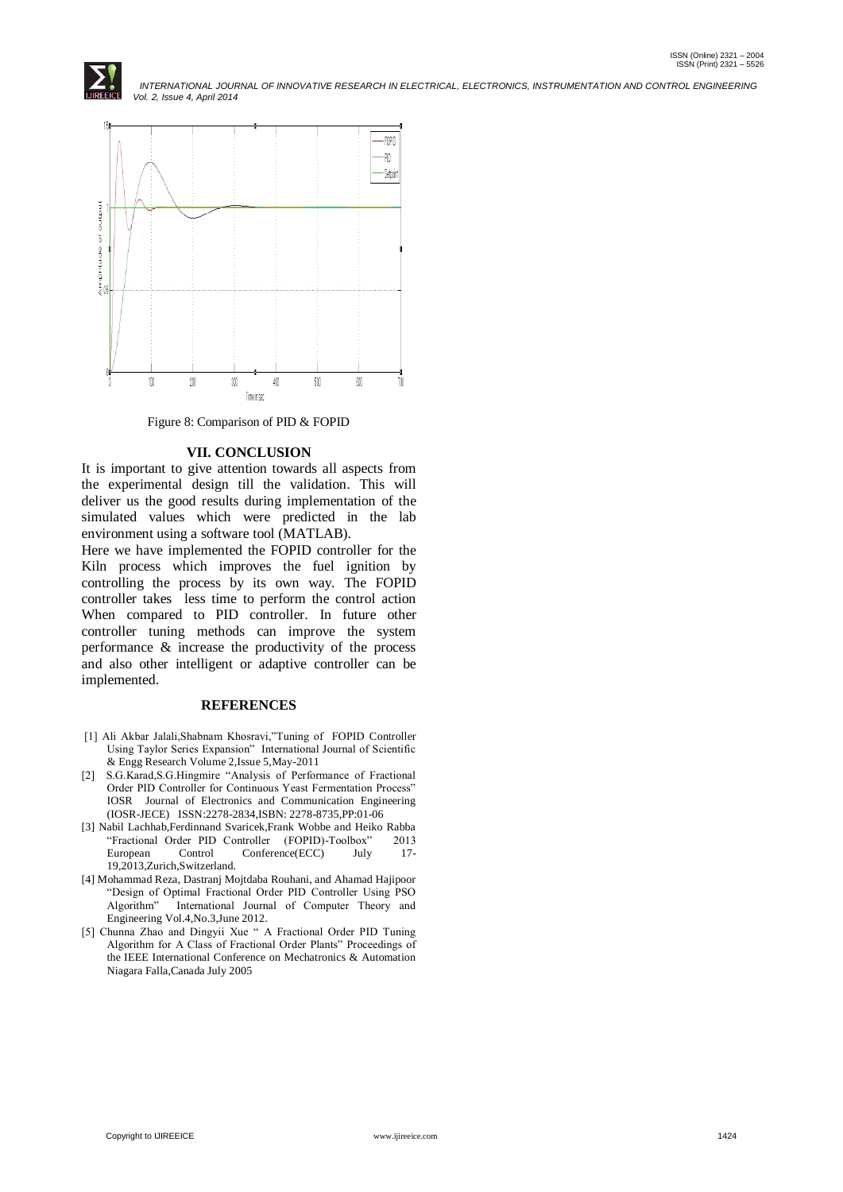FOPID
PID
Setpoint

Amplitude of output

1.5
1
0.5
0

0 100 200 300 400 500 600 700

Time in sec

Figure 8: Comparison of PID & FOPID

## VII. CONCLUSION

It is important to give attention towards all aspects from the experimental design till the validation. This will deliver us the good results during implementation of the simulated values which were predicted in the lab environment using a software tool (MATLAB).

Here we have implemented the FOPID controller for the Kiln process which improves the fuel ignition by controlling the process by its own way. The FOPID controller takes less time to perform the control action When compared to PID controller. In future other controller tuning methods can improve the system performance & increase the productivity of the process and also other intelligent or adaptive controller can be implemented.

## REFERENCES

[1] Ali Akbar Jalali,Shabnam Khosravi,"Tuning of FOPID Controller Using Taylor Series Expansion" International Journal of Scientific & Engg Research Volume 2,Issue 5,May-2011

[2] S.G.Karad,S.G.Hingmire "Analysis of Performance of Fractional Order PID Controller for Continuous Yeast Fermentation Process" IOSR Journal of Electronics and Communication Engineering (IOSR-JECE) ISSN:2278-2834,ISBN: 2278-8735,PP:01-06

[3] Nabil Lachhab,Ferdinnand Svaricek,Frank Wobbe and Heiko Rabba "Fractional Order PID Controller (FOPID)-Toolbox" 2013 European Control Conference(ECC) July 17-19,2013,Zurich,Switzerland.

[4] Mohammad Reza, Dastranj Mojtdaba Rouhani, and Ahamad Hajipoor "Design of Optimal Fractional Order PID Controller Using PSO Algorithm" International Journal of Computer Theory and Engineering Vol.4,No.3,June 2012.

[5] Chunna Zhao and Dingyii Xue " A Fractional Order PID Tuning Algorithm for A Class of Fractional Order Plants" Proceedings of the IEEE International Conference on Mechatronics & Automation Niagara Falla,Canada July 2005